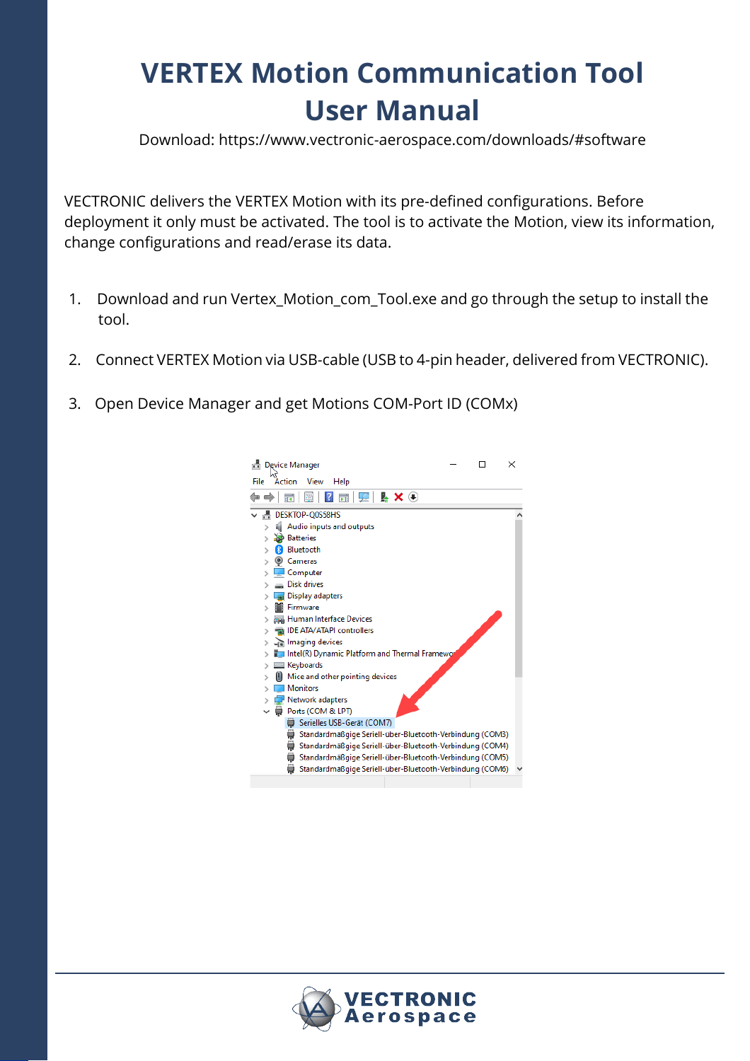# VERTEX Motion Communication Tool User Manual

Download: https://www.vectronic-aerospace.com/downloads/#software

VECTRONIC delivers the VERTEX Motion with its pre-defined configurations. Before deployment it only must be activated. The tool is to activate the Motion, view its information, change configurations and read/erase its data.

1. Download and run Vertex_Motion_com_Tool.exe and go through the setup to install the tool.

2. Connect VERTEX Motion via USB-cable (USB to 4-pin header, delivered from VECTRONIC).

3. Open Device Manager and get Motions COM-Port ID (COMx)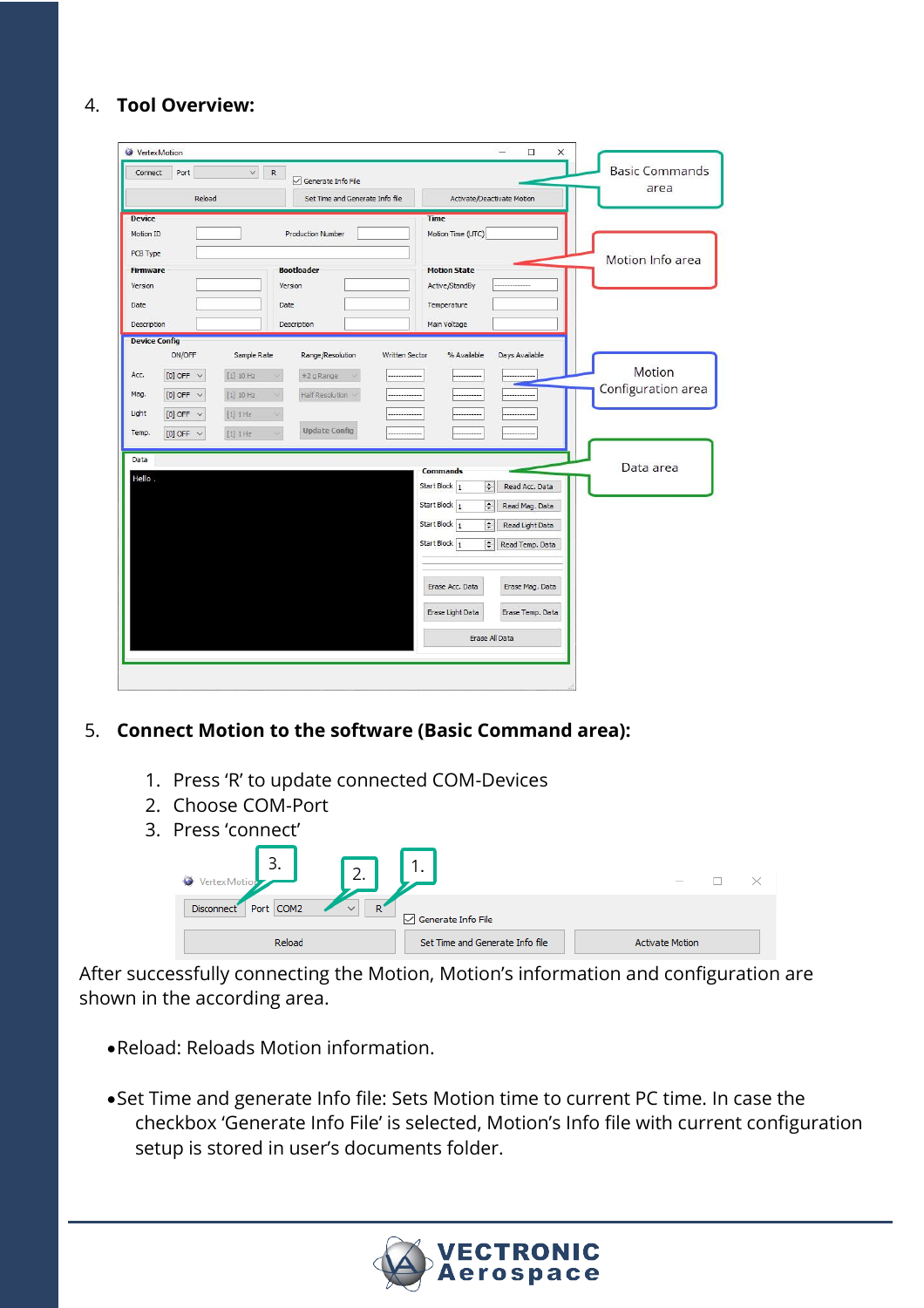4. **Tool Overview:**

5. **Connect Motion to the software (Basic Command area):**

   1. Press 'R' to update connected COM-Devices
   2. Choose COM-Port
   3. Press 'connect'

After successfully connecting the Motion, Motion's information and configuration are shown in the according area.

- Reload: Reloads Motion information.

- Set Time and generate Info file: Sets Motion time to current PC time. In case the checkbox 'Generate Info File' is selected, Motion's Info file with current configuration setup is stored in user's documents folder.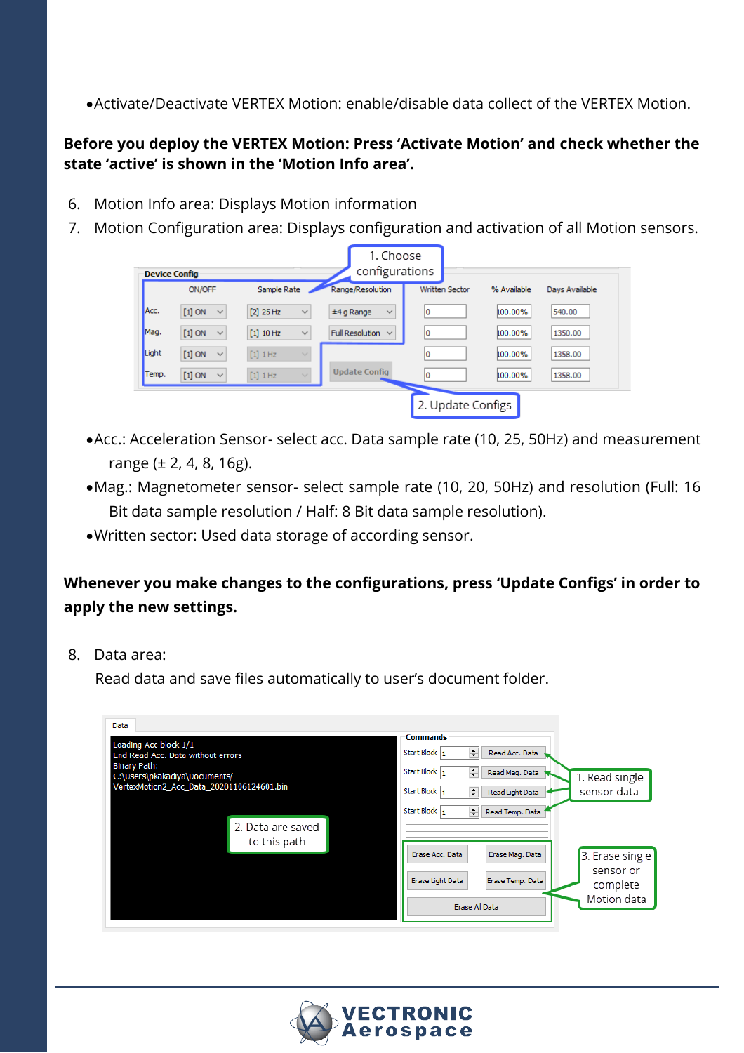- Activate/Deactivate VERTEX Motion: enable/disable data collect of the VERTEX Motion.

**Before you deploy the VERTEX Motion: Press ‘Activate Motion’ and check whether the state ‘active’ is shown in the ‘Motion Info area’.**

6. Motion Info area: Displays Motion information
7. Motion Configuration area: Displays configuration and activation of all Motion sensors.

Device Config

1. Choose configurations

| | ON/OFF | Sample Rate | Range/Resolution | Written Sector | % Available | Days Available |
|---|---|---|---|---|---|---|
| Acc. | [1] ON | [2] 25 Hz | ±4 g Range | 0 | 100.00% | 540.00 |
| Mag. | [1] ON | [1] 10 Hz | Full Resolution | 0 | 100.00% | 1350.00 |
| Light | [1] ON | [1] 1 Hz | | 0 | 100.00% | 1358.00 |
| Temp. | [1] ON | [1] 1 Hz | Update Config | 0 | 100.00% | 1358.00 |

2. Update Configs

- Acc.: Acceleration Sensor- select acc. Data sample rate (10, 25, 50Hz) and measurement range (± 2, 4, 8, 16g).
- Mag.: Magnetometer sensor- select sample rate (10, 20, 50Hz) and resolution (Full: 16 Bit data sample resolution / Half: 8 Bit data sample resolution).
- Written sector: Used data storage of according sensor.

**Whenever you make changes to the configurations, press ‘Update Configs’ in order to apply the new settings.**

8. Data area:

   Read data and save files automatically to user’s document folder.

Data

```
Loading Acc block 1/1
End Read Acc. Data without errors
Binary Path:
C:\Users\pkakadiya\Documents/
VertexMotion2_Acc_Data_20201106124601.bin
```

2. Data are saved to this path

Commands

Start Block 1 — Read Acc. Data
Start Block 1 — Read Mag. Data
Start Block 1 — Read Light Data
Start Block 1 — Read Temp. Data

1. Read single sensor data

Erase Acc. Data — Erase Mag. Data
Erase Light Data — Erase Temp. Data
Erase All Data

3. Erase single sensor or complete Motion data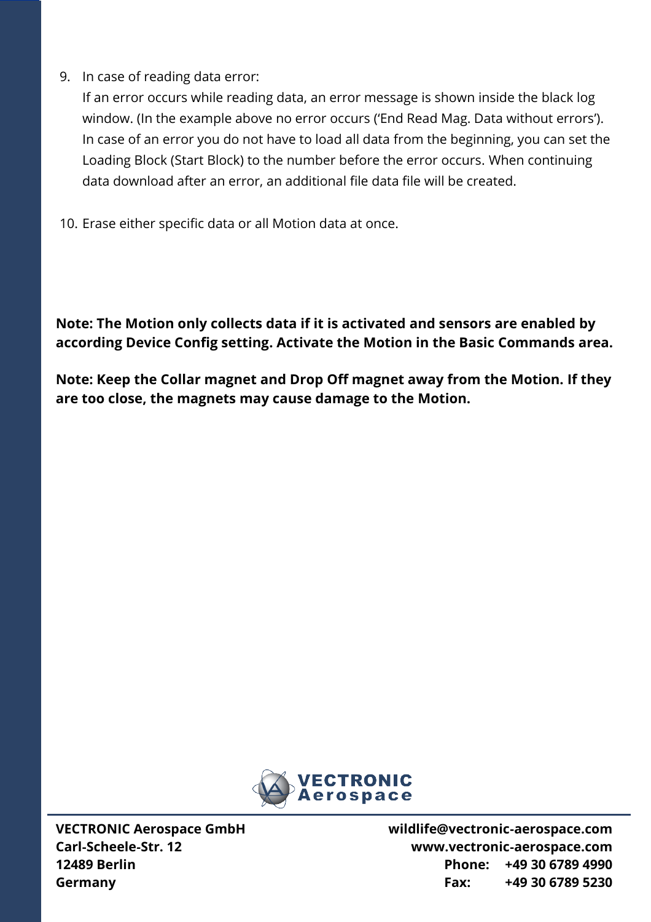9. In case of reading data error:
   If an error occurs while reading data, an error message is shown inside the black log window. (In the example above no error occurs ('End Read Mag. Data without errors'). In case of an error you do not have to load all data from the beginning, you can set the Loading Block (Start Block) to the number before the error occurs. When continuing data download after an error, an additional file data file will be created.

10. Erase either specific data or all Motion data at once.

**Note: The Motion only collects data if it is activated and sensors are enabled by according Device Config setting. Activate the Motion in the Basic Commands area.**

**Note: Keep the Collar magnet and Drop Off magnet away from the Motion. If they are too close, the magnets may cause damage to the Motion.**

**VECTRONIC Aerospace GmbH**
**Carl-Scheele-Str. 12**
**12489 Berlin**
**Germany**

**wildlife@vectronic-aerospace.com**
**www.vectronic-aerospace.com**
**Phone: +49 30 6789 4990**
**Fax: +49 30 6789 5230**